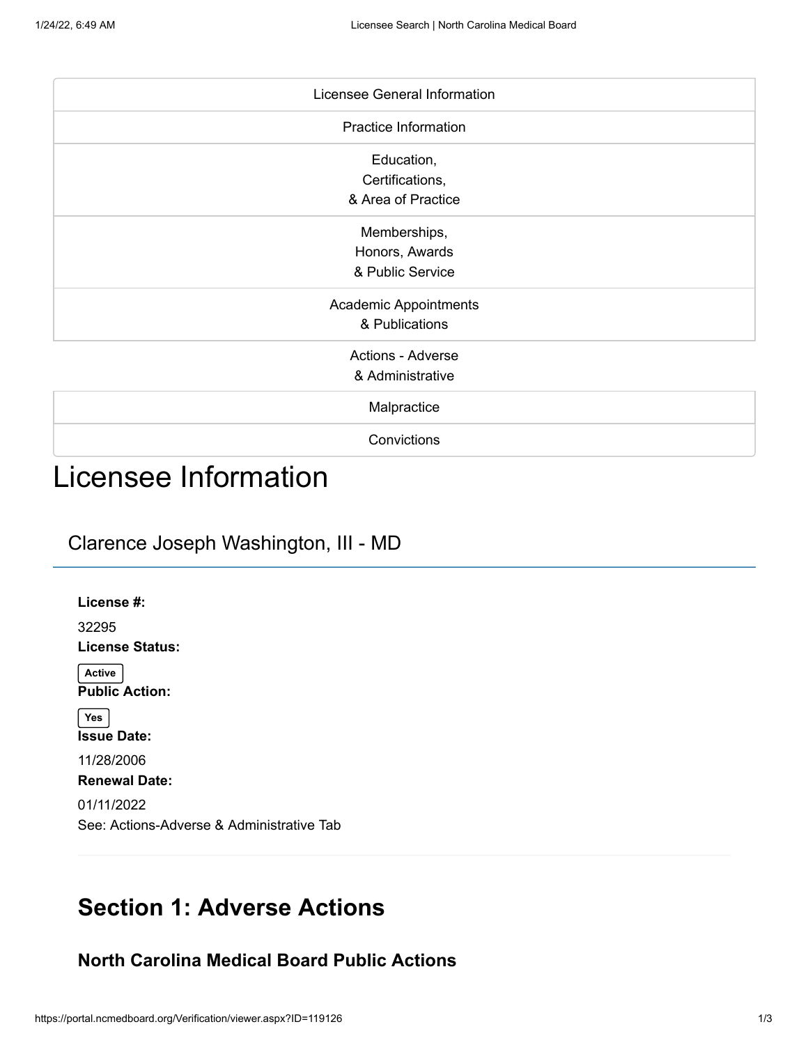| |
|---|
| Licensee General Information |
| Practice Information |
| Education, Certifications, & Area of Practice |
| Memberships, Honors, Awards & Public Service |
| Academic Appointments & Publications |
| Actions - Adverse & Administrative |
| Malpractice |
| Convictions |

# Licensee Information

## Clarence Joseph Washington, III - MD

**License #:**

32295

**License Status:**

Active

**Public Action:**

Yes

**Issue Date:**

11/28/2006

**Renewal Date:**

01/11/2022

See: Actions-Adverse & Administrative Tab

## Section 1: Adverse Actions

### North Carolina Medical Board Public Actions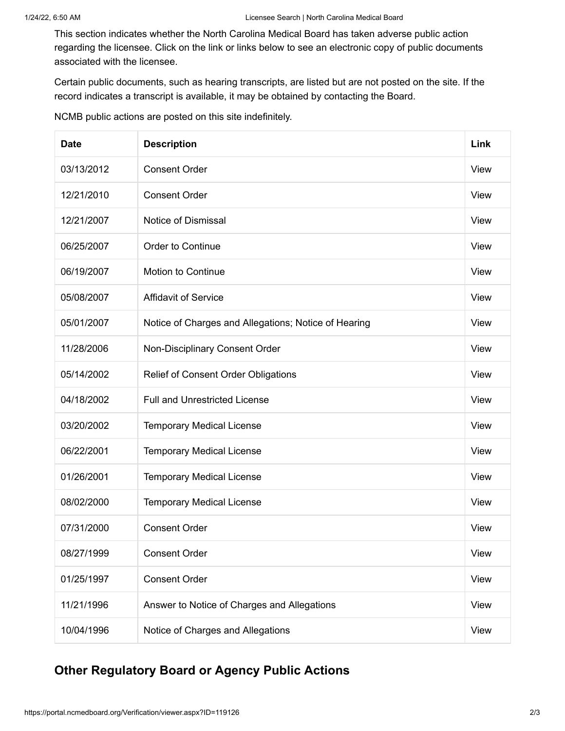This section indicates whether the North Carolina Medical Board has taken adverse public action regarding the licensee. Click on the link or links below to see an electronic copy of public documents associated with the licensee.

Certain public documents, such as hearing transcripts, are listed but are not posted on the site. If the record indicates a transcript is available, it may be obtained by contacting the Board.

NCMB public actions are posted on this site indefinitely.

| Date | Description | Link |
|---|---|---|
| 03/13/2012 | Consent Order | View |
| 12/21/2010 | Consent Order | View |
| 12/21/2007 | Notice of Dismissal | View |
| 06/25/2007 | Order to Continue | View |
| 06/19/2007 | Motion to Continue | View |
| 05/08/2007 | Affidavit of Service | View |
| 05/01/2007 | Notice of Charges and Allegations; Notice of Hearing | View |
| 11/28/2006 | Non-Disciplinary Consent Order | View |
| 05/14/2002 | Relief of Consent Order Obligations | View |
| 04/18/2002 | Full and Unrestricted License | View |
| 03/20/2002 | Temporary Medical License | View |
| 06/22/2001 | Temporary Medical License | View |
| 01/26/2001 | Temporary Medical License | View |
| 08/02/2000 | Temporary Medical License | View |
| 07/31/2000 | Consent Order | View |
| 08/27/1999 | Consent Order | View |
| 01/25/1997 | Consent Order | View |
| 11/21/1996 | Answer to Notice of Charges and Allegations | View |
| 10/04/1996 | Notice of Charges and Allegations | View |

## Other Regulatory Board or Agency Public Actions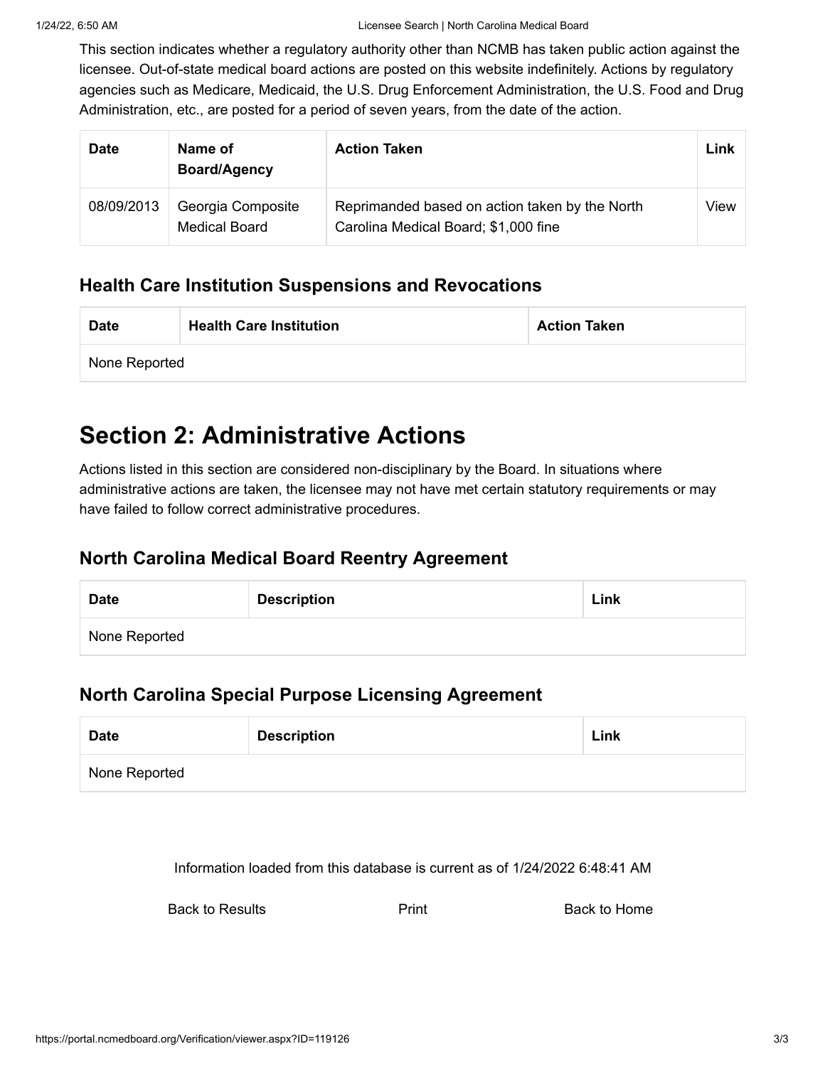This section indicates whether a regulatory authority other than NCMB has taken public action against the licensee. Out-of-state medical board actions are posted on this website indefinitely. Actions by regulatory agencies such as Medicare, Medicaid, the U.S. Drug Enforcement Administration, the U.S. Food and Drug Administration, etc., are posted for a period of seven years, from the date of the action.

| Date | Name of Board/Agency | Action Taken | Link |
|---|---|---|---|
| 08/09/2013 | Georgia Composite Medical Board | Reprimanded based on action taken by the North Carolina Medical Board; $1,000 fine | View |

### Health Care Institution Suspensions and Revocations

| Date | Health Care Institution | Action Taken |
|---|---|---|
| None Reported | | |

# Section 2: Administrative Actions

Actions listed in this section are considered non-disciplinary by the Board. In situations where administrative actions are taken, the licensee may not have met certain statutory requirements or may have failed to follow correct administrative procedures.

### North Carolina Medical Board Reentry Agreement

| Date | Description | Link |
|---|---|---|
| None Reported | | |

### North Carolina Special Purpose Licensing Agreement

| Date | Description | Link |
|---|---|---|
| None Reported | | |

Information loaded from this database is current as of 1/24/2022 6:48:41 AM

Back to Results Print Back to Home